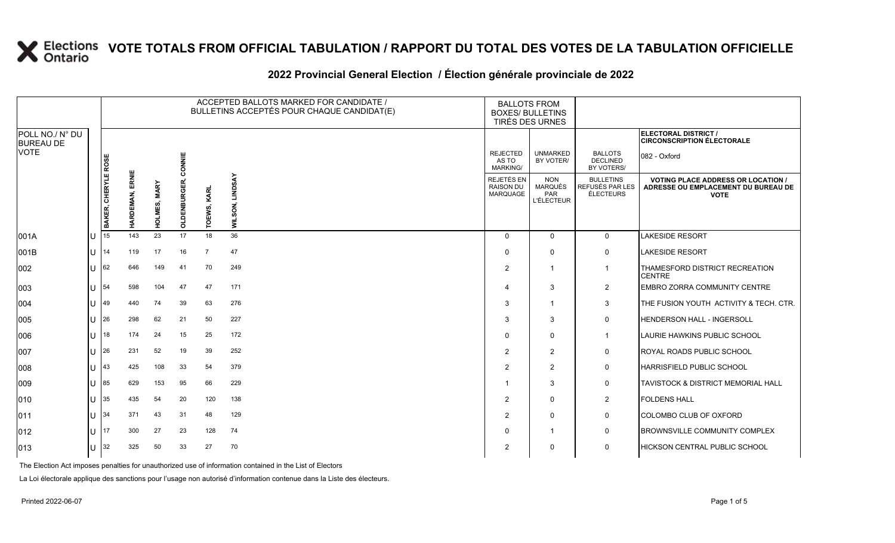# VOTE TOTALS FROM OFFICIAL TABULATION / RAPPORT DU TOTAL DES VOTES DE LA TABULATION OFFICIELLE

## 2022 Provincial General Election / Élection générale provinciale de 2022

| POLL NO./ N° DU BUREAU DE VOTE | | ACCEPTED BALLOTS MARKED FOR CANDIDATE / BULLETINS ACCEPTÉS POUR CHAQUE CANDIDAT(E) | | | | | | BALLOTS FROM BOXES/ BULLETINS TIRÉS DES URNES | | | ELECTORAL DISTRICT / CIRCONSCRIPTION ÉLECTORALE 082 - Oxford |
|---|---|---|---|---|---|---|---|---|---|---|---|
| | | BAKER, CHERYLE ROSE | HARDEMAN, ERNIE | HOLMES, MARY | OLDENBURGER, CONNIE | TOEWS, KARL | WILSON, LINDSAY | REJECTED AS TO MARKING/ REJETÉS EN RAISON DU MARQUAGE | UNMARKED BY VOTER/ NON MARQUÉS PAR L'ÉLECTEUR | BALLOTS DECLINED BY VOTERS/ BULLETINS REFUSÉS PAR LES ÉLECTEURS | VOTING PLACE ADDRESS OR LOCATION / ADRESSE OU EMPLACEMENT DU BUREAU DE VOTE |
| 001A | U | 15 | 143 | 23 | 17 | 18 | 36 | 0 | 0 | 0 | LAKESIDE RESORT |
| 001B | U | 14 | 119 | 17 | 16 | 7 | 47 | 0 | 0 | 0 | LAKESIDE RESORT |
| 002 | U | 62 | 646 | 149 | 41 | 70 | 249 | 2 | 1 | 1 | THAMESFORD DISTRICT RECREATION CENTRE |
| 003 | U | 54 | 598 | 104 | 47 | 47 | 171 | 4 | 3 | 2 | EMBRO ZORRA COMMUNITY CENTRE |
| 004 | U | 49 | 440 | 74 | 39 | 63 | 276 | 3 | 1 | 3 | THE FUSION YOUTH ACTIVITY & TECH. CTR. |
| 005 | U | 26 | 298 | 62 | 21 | 50 | 227 | 3 | 3 | 0 | HENDERSON HALL - INGERSOLL |
| 006 | U | 18 | 174 | 24 | 15 | 25 | 172 | 0 | 0 | 1 | LAURIE HAWKINS PUBLIC SCHOOL |
| 007 | U | 26 | 231 | 52 | 19 | 39 | 252 | 2 | 2 | 0 | ROYAL ROADS PUBLIC SCHOOL |
| 008 | U | 43 | 425 | 108 | 33 | 54 | 379 | 2 | 2 | 0 | HARRISFIELD PUBLIC SCHOOL |
| 009 | U | 85 | 629 | 153 | 95 | 66 | 229 | 1 | 3 | 0 | TAVISTOCK & DISTRICT MEMORIAL HALL |
| 010 | U | 35 | 435 | 54 | 20 | 120 | 138 | 2 | 0 | 2 | FOLDENS HALL |
| 011 | U | 34 | 371 | 43 | 31 | 48 | 129 | 2 | 0 | 0 | COLOMBO CLUB OF OXFORD |
| 012 | U | 17 | 300 | 27 | 23 | 128 | 74 | 0 | 1 | 0 | BROWNSVILLE COMMUNITY COMPLEX |
| 013 | U | 32 | 325 | 50 | 33 | 27 | 70 | 2 | 0 | 0 | HICKSON CENTRAL PUBLIC SCHOOL |

The Election Act imposes penalties for unauthorized use of information contained in the List of Electors

La Loi électorale applique des sanctions pour l'usage non autorisé d'information contenue dans la Liste des électeurs.

Printed 2022-06-07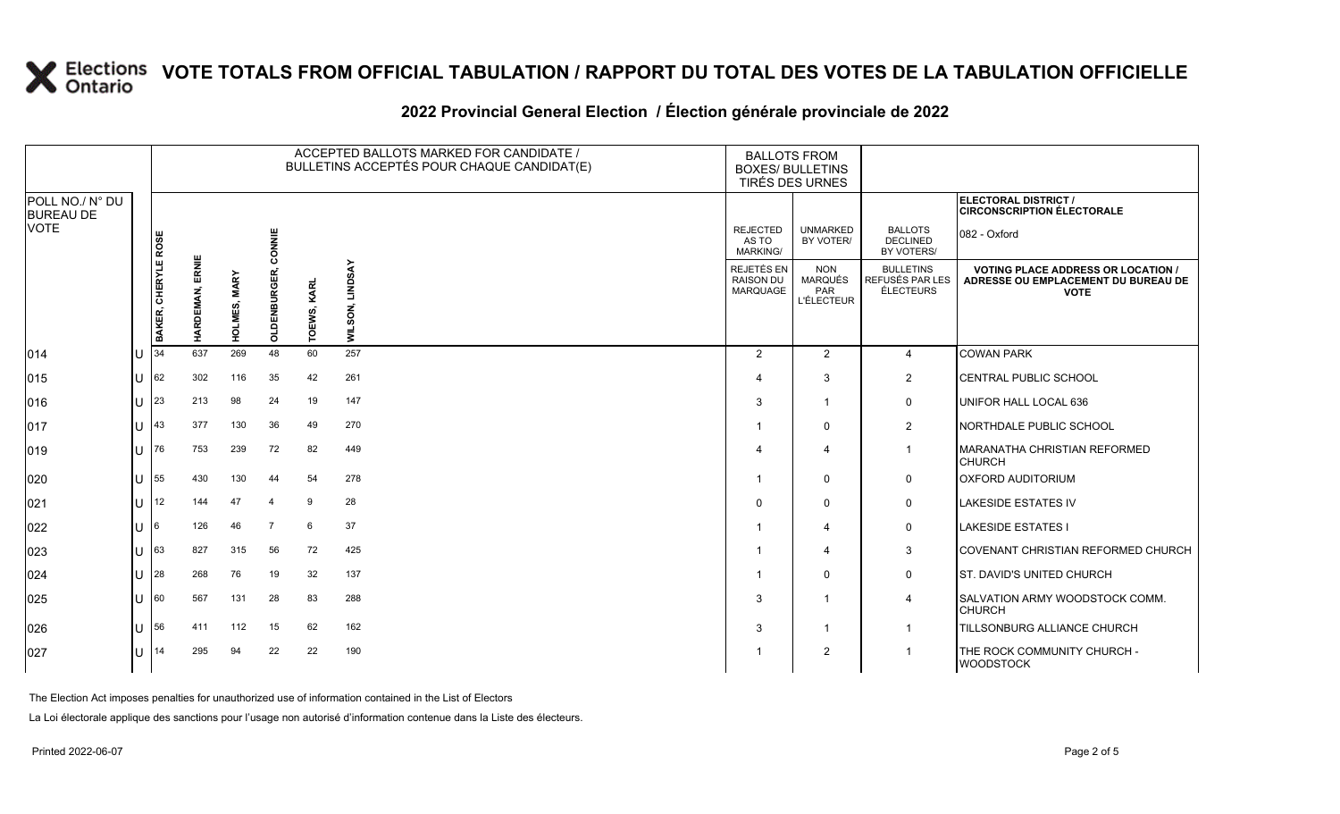# VOTE TOTALS FROM OFFICIAL TABULATION / RAPPORT DU TOTAL DES VOTES DE LA TABULATION OFFICIELLE

## 2022 Provincial General Election / Élection générale provinciale de 2022

| POLL NO./ N° DU BUREAU DE VOTE | | ACCEPTED BALLOTS MARKED FOR CANDIDATE / BULLETINS ACCEPTÉS POUR CHAQUE CANDIDAT(E) | | | | | | BALLOTS FROM BOXES/ BULLETINS TIRÉS DES URNES | | | ELECTORAL DISTRICT / CIRCONSCRIPTION ÉLECTORALE: 082 - Oxford |
|---|---|---|---|---|---|---|---|---|---|---|---|
| | | BAKER, CHERYLE ROSE | HARDEMAN, ERNIE | HOLMES, MARY | OLDENBURGER, CONNIE | TOEWS, KARL | WILSON, LINDSAY | REJECTED AS TO MARKING/ REJETÉS EN RAISON DU MARQUAGE | UNMARKED BY VOTER/ NON MARQUÉS PAR L'ÉLECTEUR | BALLOTS DECLINED BY VOTERS/ BULLETINS REFUSÉS PAR LES ÉLECTEURS | VOTING PLACE ADDRESS OR LOCATION / ADRESSE OU EMPLACEMENT DU BUREAU DE VOTE |
| 014 | U | 34 | 637 | 269 | 48 | 60 | 257 | 2 | 2 | 4 | COWAN PARK |
| 015 | U | 62 | 302 | 116 | 35 | 42 | 261 | 4 | 3 | 2 | CENTRAL PUBLIC SCHOOL |
| 016 | U | 23 | 213 | 98 | 24 | 19 | 147 | 3 | 1 | 0 | UNIFOR HALL LOCAL 636 |
| 017 | U | 43 | 377 | 130 | 36 | 49 | 270 | 1 | 0 | 2 | NORTHDALE PUBLIC SCHOOL |
| 019 | U | 76 | 753 | 239 | 72 | 82 | 449 | 4 | 4 | 1 | MARANATHA CHRISTIAN REFORMED CHURCH |
| 020 | U | 55 | 430 | 130 | 44 | 54 | 278 | 1 | 0 | 0 | OXFORD AUDITORIUM |
| 021 | U | 12 | 144 | 47 | 4 | 9 | 28 | 0 | 0 | 0 | LAKESIDE ESTATES IV |
| 022 | U | 6 | 126 | 46 | 7 | 6 | 37 | 1 | 4 | 0 | LAKESIDE ESTATES I |
| 023 | U | 63 | 827 | 315 | 56 | 72 | 425 | 1 | 4 | 3 | COVENANT CHRISTIAN REFORMED CHURCH |
| 024 | U | 28 | 268 | 76 | 19 | 32 | 137 | 1 | 0 | 0 | ST. DAVID'S UNITED CHURCH |
| 025 | U | 60 | 567 | 131 | 28 | 83 | 288 | 3 | 1 | 4 | SALVATION ARMY WOODSTOCK COMM. CHURCH |
| 026 | U | 56 | 411 | 112 | 15 | 62 | 162 | 3 | 1 | 1 | TILLSONBURG ALLIANCE CHURCH |
| 027 | U | 14 | 295 | 94 | 22 | 22 | 190 | 1 | 2 | 1 | THE ROCK COMMUNITY CHURCH - WOODSTOCK |

The Election Act imposes penalties for unauthorized use of information contained in the List of Electors

La Loi électorale applique des sanctions pour l'usage non autorisé d'information contenue dans la Liste des électeurs.

Printed 2022-06-07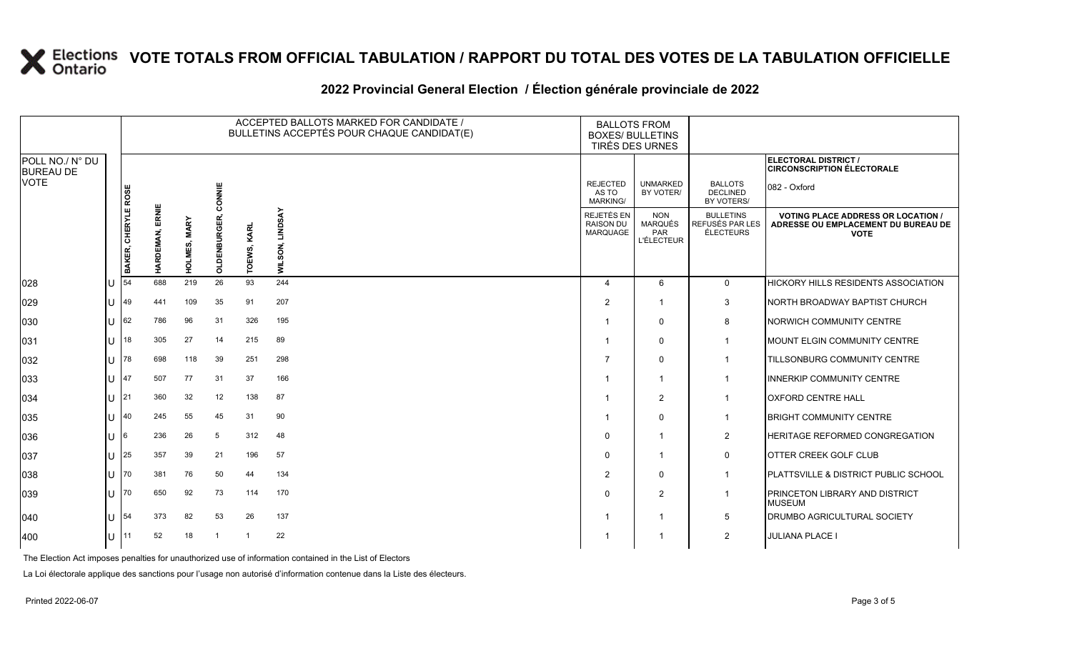# VOTE TOTALS FROM OFFICIAL TABULATION / RAPPORT DU TOTAL DES VOTES DE LA TABULATION OFFICIELLE

## 2022 Provincial General Election / Élection générale provinciale de 2022

| POLL NO./ N° DU BUREAU DE VOTE | | ACCEPTED BALLOTS MARKED FOR CANDIDATE / BULLETINS ACCEPTÉS POUR CHAQUE CANDIDAT(E) | | | | | | BALLOTS FROM BOXES/ BULLETINS TIRÉS DES URNES | | | ELECTORAL DISTRICT / CIRCONSCRIPTION ÉLECTORALE 082 - Oxford |
|---|---|---|---|---|---|---|---|---|---|---|---|
| | | BAKER, CHERYLE ROSE | HARDEMAN, ERNIE | HOLMES, MARY | OLDENBURGER, CONNIE | TOEWS, KARL | WILSON, LINDSAY | REJECTED AS TO MARKING/ REJETÉS EN RAISON DU MARQUAGE | UNMARKED BY VOTER/ NON MARQUÉS PAR L'ÉLECTEUR | BALLOTS DECLINED BY VOTERS/ BULLETINS REFUSÉS PAR LES ÉLECTEURS | VOTING PLACE ADDRESS OR LOCATION / ADRESSE OU EMPLACEMENT DU BUREAU DE VOTE |
| 028 | U | 54 | 688 | 219 | 26 | 93 | 244 | 4 | 6 | 0 | HICKORY HILLS RESIDENTS ASSOCIATION |
| 029 | U | 49 | 441 | 109 | 35 | 91 | 207 | 2 | 1 | 3 | NORTH BROADWAY BAPTIST CHURCH |
| 030 | U | 62 | 786 | 96 | 31 | 326 | 195 | 1 | 0 | 8 | NORWICH COMMUNITY CENTRE |
| 031 | U | 18 | 305 | 27 | 14 | 215 | 89 | 1 | 0 | 1 | MOUNT ELGIN COMMUNITY CENTRE |
| 032 | U | 78 | 698 | 118 | 39 | 251 | 298 | 7 | 0 | 1 | TILLSONBURG COMMUNITY CENTRE |
| 033 | U | 47 | 507 | 77 | 31 | 37 | 166 | 1 | 1 | 1 | INNERKIP COMMUNITY CENTRE |
| 034 | U | 21 | 360 | 32 | 12 | 138 | 87 | 1 | 2 | 1 | OXFORD CENTRE HALL |
| 035 | U | 40 | 245 | 55 | 45 | 31 | 90 | 1 | 0 | 1 | BRIGHT COMMUNITY CENTRE |
| 036 | U | 6 | 236 | 26 | 5 | 312 | 48 | 0 | 1 | 2 | HERITAGE REFORMED CONGREGATION |
| 037 | U | 25 | 357 | 39 | 21 | 196 | 57 | 0 | 1 | 0 | OTTER CREEK GOLF CLUB |
| 038 | U | 70 | 381 | 76 | 50 | 44 | 134 | 2 | 0 | 1 | PLATTSVILLE & DISTRICT PUBLIC SCHOOL |
| 039 | U | 70 | 650 | 92 | 73 | 114 | 170 | 0 | 2 | 1 | PRINCETON LIBRARY AND DISTRICT MUSEUM |
| 040 | U | 54 | 373 | 82 | 53 | 26 | 137 | 1 | 1 | 5 | DRUMBO AGRICULTURAL SOCIETY |
| 400 | U | 11 | 52 | 18 | 1 | 1 | 22 | 1 | 1 | 2 | JULIANA PLACE I |

The Election Act imposes penalties for unauthorized use of information contained in the List of Electors

La Loi électorale applique des sanctions pour l'usage non autorisé d'information contenue dans la Liste des électeurs.

Printed 2022-06-07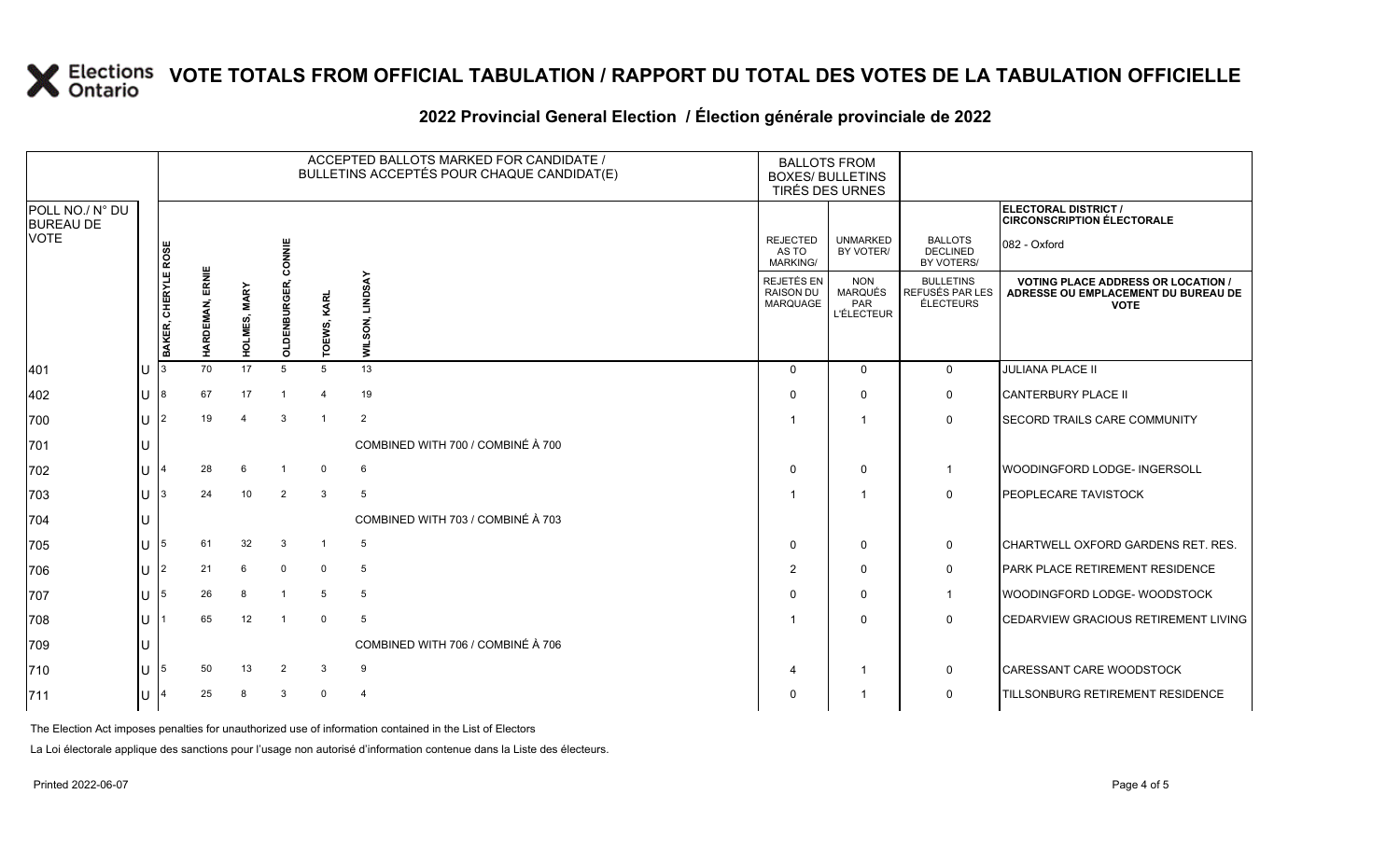# VOTE TOTALS FROM OFFICIAL TABULATION / RAPPORT DU TOTAL DES VOTES DE LA TABULATION OFFICIELLE

## 2022 Provincial General Election / Élection générale provinciale de 2022

| POLL NO./ N° DU BUREAU DE VOTE | | ACCEPTED BALLOTS MARKED FOR CANDIDATE / BULLETINS ACCEPTÉS POUR CHAQUE CANDIDAT(E) | | | | | | BALLOTS FROM BOXES/ BULLETINS TIRÉS DES URNES | | | ELECTORAL DISTRICT / CIRCONSCRIPTION ÉLECTORALE 082 - Oxford |
|---|---|---|---|---|---|---|---|---|---|---|---|
| | | BAKER, CHERYLE ROSE | HARDEMAN, ERNIE | HOLMES, MARY | OLDENBURGER, CONNIE | TOEWS, KARL | WILSON, LINDSAY | REJECTED AS TO MARKING/ REJETÉS EN RAISON DU MARQUAGE | UNMARKED BY VOTER/ NON MARQUÉS PAR L'ÉLECTEUR | BALLOTS DECLINED BY VOTERS/ BULLETINS REFUSÉS PAR LES ÉLECTEURS | VOTING PLACE ADDRESS OR LOCATION / ADRESSE OU EMPLACEMENT DU BUREAU DE VOTE |
| 401 | U | 3 | 70 | 17 | 5 | 5 | 13 | 0 | 0 | 0 | JULIANA PLACE II |
| 402 | U | 8 | 67 | 17 | 1 | 4 | 19 | 0 | 0 | 0 | CANTERBURY PLACE II |
| 700 | U | 2 | 19 | 4 | 3 | 1 | 2 | 1 | 1 | 0 | SECORD TRAILS CARE COMMUNITY |
| 701 | U | COMBINED WITH 700 / COMBINÉ À 700 | | | | | | | | | |
| 702 | U | 4 | 28 | 6 | 1 | 0 | 6 | 0 | 0 | 1 | WOODINGFORD LODGE- INGERSOLL |
| 703 | U | 3 | 24 | 10 | 2 | 3 | 5 | 1 | 1 | 0 | PEOPLECARE TAVISTOCK |
| 704 | U | COMBINED WITH 703 / COMBINÉ À 703 | | | | | | | | | |
| 705 | U | 5 | 61 | 32 | 3 | 1 | 5 | 0 | 0 | 0 | CHARTWELL OXFORD GARDENS RET. RES. |
| 706 | U | 2 | 21 | 6 | 0 | 0 | 5 | 2 | 0 | 0 | PARK PLACE RETIREMENT RESIDENCE |
| 707 | U | 5 | 26 | 8 | 1 | 5 | 5 | 0 | 0 | 1 | WOODINGFORD LODGE- WOODSTOCK |
| 708 | U | 1 | 65 | 12 | 1 | 0 | 5 | 1 | 0 | 0 | CEDARVIEW GRACIOUS RETIREMENT LIVING |
| 709 | U | COMBINED WITH 706 / COMBINÉ À 706 | | | | | | | | | |
| 710 | U | 5 | 50 | 13 | 2 | 3 | 9 | 4 | 1 | 0 | CARESSANT CARE WOODSTOCK |
| 711 | U | 4 | 25 | 8 | 3 | 0 | 4 | 0 | 1 | 0 | TILLSONBURG RETIREMENT RESIDENCE |

The Election Act imposes penalties for unauthorized use of information contained in the List of Electors

La Loi électorale applique des sanctions pour l'usage non autorisé d'information contenue dans la Liste des électeurs.

Printed 2022-06-07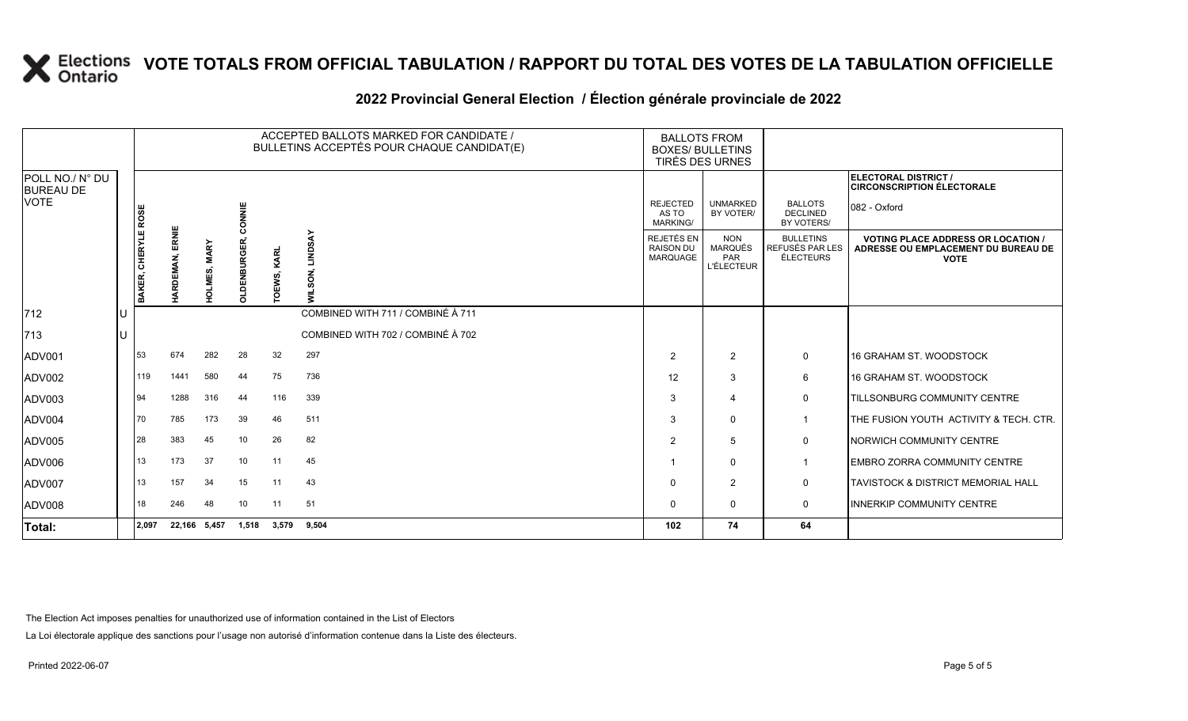# VOTE TOTALS FROM OFFICIAL TABULATION / RAPPORT DU TOTAL DES VOTES DE LA TABULATION OFFICIELLE

## 2022 Provincial General Election / Élection générale provinciale de 2022

| POLL NO./ N° DU BUREAU DE VOTE | | ACCEPTED BALLOTS MARKED FOR CANDIDATE / BULLETINS ACCEPTÉS POUR CHAQUE CANDIDAT(E) | | | | | | BALLOTS FROM BOXES/ BULLETINS TIRÉS DES URNES | | | ELECTORAL DISTRICT / CIRCONSCRIPTION ÉLECTORALE 082 - Oxford |
|---|---|---|---|---|---|---|---|---|---|---|---|
| | | BAKER, CHERYLE ROSE | HARDEMAN, ERNIE | HOLMES, MARY | OLDENBURGER, CONNIE | TOEWS, KARL | WILSON, LINDSAY | REJECTED AS TO MARKING/ REJETÉS EN RAISON DU MARQUAGE | UNMARKED BY VOTER/ NON MARQUÉS PAR L'ÉLECTEUR | BALLOTS DECLINED BY VOTERS/ BULLETINS REFUSÉS PAR LES ÉLECTEURS | VOTING PLACE ADDRESS OR LOCATION / ADRESSE OU EMPLACEMENT DU BUREAU DE VOTE |
| 712 | U | COMBINED WITH 711 / COMBINÉ À 711 | | | | | | | | | |
| 713 | U | COMBINED WITH 702 / COMBINÉ À 702 | | | | | | | | | |
| ADV001 | | 53 | 674 | 282 | 28 | 32 | 297 | 2 | 2 | 0 | 16 GRAHAM ST. WOODSTOCK |
| ADV002 | | 119 | 1441 | 580 | 44 | 75 | 736 | 12 | 3 | 6 | 16 GRAHAM ST. WOODSTOCK |
| ADV003 | | 94 | 1288 | 316 | 44 | 116 | 339 | 3 | 4 | 0 | TILLSONBURG COMMUNITY CENTRE |
| ADV004 | | 70 | 785 | 173 | 39 | 46 | 511 | 3 | 0 | 1 | THE FUSION YOUTH ACTIVITY & TECH. CTR. |
| ADV005 | | 28 | 383 | 45 | 10 | 26 | 82 | 2 | 5 | 0 | NORWICH COMMUNITY CENTRE |
| ADV006 | | 13 | 173 | 37 | 10 | 11 | 45 | 1 | 0 | 1 | EMBRO ZORRA COMMUNITY CENTRE |
| ADV007 | | 13 | 157 | 34 | 15 | 11 | 43 | 0 | 2 | 0 | TAVISTOCK & DISTRICT MEMORIAL HALL |
| ADV008 | | 18 | 246 | 48 | 10 | 11 | 51 | 0 | 0 | 0 | INNERKIP COMMUNITY CENTRE |
| **Total:** | | 2,097 | 22,166 | 5,457 | 1,518 | 3,579 | 9,504 | 102 | 74 | 64 | |

The Election Act imposes penalties for unauthorized use of information contained in the List of Electors

La Loi électorale applique des sanctions pour l'usage non autorisé d'information contenue dans la Liste des électeurs.

Printed 2022-06-07